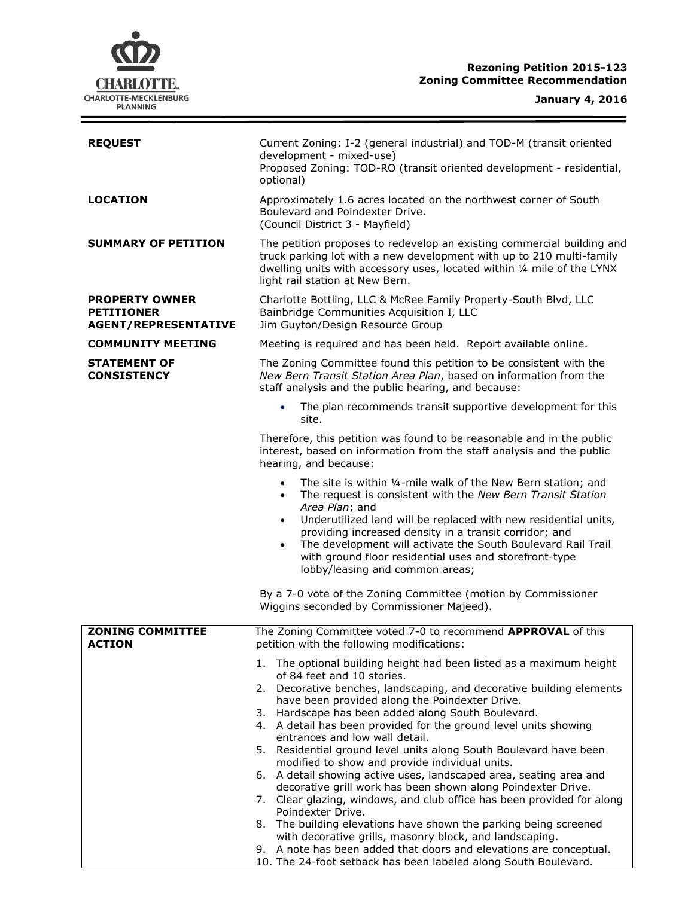**Rezoning Petition 2015-123**
**Zoning Committee Recommendation**

**January 4, 2016**

**REQUEST**

Current Zoning: I-2 (general industrial) and TOD-M (transit oriented development - mixed-use)
Proposed Zoning: TOD-RO (transit oriented development - residential, optional)

**LOCATION**

Approximately 1.6 acres located on the northwest corner of South Boulevard and Poindexter Drive.
(Council District 3 - Mayfield)

**SUMMARY OF PETITION**

The petition proposes to redevelop an existing commercial building and truck parking lot with a new development with up to 210 multi-family dwelling units with accessory uses, located within ¼ mile of the LYNX light rail station at New Bern.

**PROPERTY OWNER**
**PETITIONER**
**AGENT/REPRESENTATIVE**

Charlotte Bottling, LLC & McRee Family Property-South Blvd, LLC
Bainbridge Communities Acquisition I, LLC
Jim Guyton/Design Resource Group

**COMMUNITY MEETING**

Meeting is required and has been held. Report available online.

**STATEMENT OF CONSISTENCY**

The Zoning Committee found this petition to be consistent with the *New Bern Transit Station Area Plan*, based on information from the staff analysis and the public hearing, and because:

- The plan recommends transit supportive development for this site.

Therefore, this petition was found to be reasonable and in the public interest, based on information from the staff analysis and the public hearing, and because:

- The site is within ¼-mile walk of the New Bern station; and
- The request is consistent with the *New Bern Transit Station Area Plan*; and
- Underutilized land will be replaced with new residential units, providing increased density in a transit corridor; and
- The development will activate the South Boulevard Rail Trail with ground floor residential uses and storefront-type lobby/leasing and common areas;

By a 7-0 vote of the Zoning Committee (motion by Commissioner Wiggins seconded by Commissioner Majeed).

**ZONING COMMITTEE ACTION**

The Zoning Committee voted 7-0 to recommend **APPROVAL** of this petition with the following modifications:

1. The optional building height had been listed as a maximum height of 84 feet and 10 stories.
2. Decorative benches, landscaping, and decorative building elements have been provided along the Poindexter Drive.
3. Hardscape has been added along South Boulevard.
4. A detail has been provided for the ground level units showing entrances and low wall detail.
5. Residential ground level units along South Boulevard have been modified to show and provide individual units.
6. A detail showing active uses, landscaped area, seating area and decorative grill work has been shown along Poindexter Drive.
7. Clear glazing, windows, and club office has been provided for along Poindexter Drive.
8. The building elevations have shown the parking being screened with decorative grills, masonry block, and landscaping.
9. A note has been added that doors and elevations are conceptual.
10. The 24-foot setback has been labeled along South Boulevard.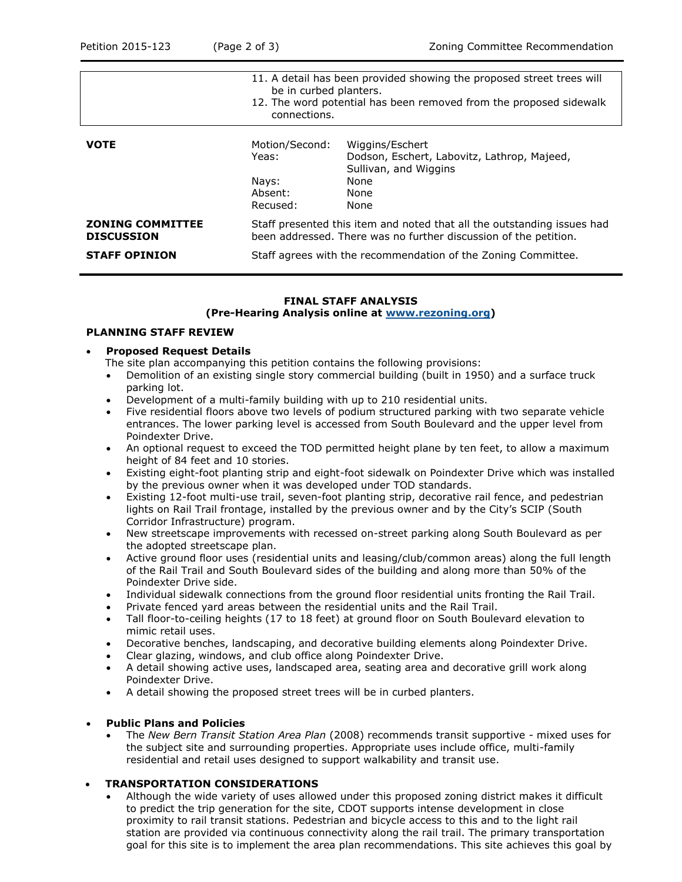| | |
|---|---|
| | 11. A detail has been provided showing the proposed street trees will be in curbed planters.<br>12. The word potential has been removed from the proposed sidewalk connections. |

| | | |
|---|---|---|
| **VOTE** | Motion/Second: | Wiggins/Eschert |
| | Yeas: | Dodson, Eschert, Labovitz, Lathrop, Majeed, Sullivan, and Wiggins |
| | Nays: | None |
| | Absent: | None |
| | Recused: | None |
| **ZONING COMMITTEE DISCUSSION** | Staff presented this item and noted that all the outstanding issues had been addressed. There was no further discussion of the petition. | |
| **STAFF OPINION** | Staff agrees with the recommendation of the Zoning Committee. | |

## FINAL STAFF ANALYSIS
### (Pre-Hearing Analysis online at www.rezoning.org)

**PLANNING STAFF REVIEW**

- **Proposed Request Details**
  The site plan accompanying this petition contains the following provisions:
  - Demolition of an existing single story commercial building (built in 1950) and a surface truck parking lot.
  - Development of a multi-family building with up to 210 residential units.
  - Five residential floors above two levels of podium structured parking with two separate vehicle entrances. The lower parking level is accessed from South Boulevard and the upper level from Poindexter Drive.
  - An optional request to exceed the TOD permitted height plane by ten feet, to allow a maximum height of 84 feet and 10 stories.
  - Existing eight-foot planting strip and eight-foot sidewalk on Poindexter Drive which was installed by the previous owner when it was developed under TOD standards.
  - Existing 12-foot multi-use trail, seven-foot planting strip, decorative rail fence, and pedestrian lights on Rail Trail frontage, installed by the previous owner and by the City's SCIP (South Corridor Infrastructure) program.
  - New streetscape improvements with recessed on-street parking along South Boulevard as per the adopted streetscape plan.
  - Active ground floor uses (residential units and leasing/club/common areas) along the full length of the Rail Trail and South Boulevard sides of the building and along more than 50% of the Poindexter Drive side.
  - Individual sidewalk connections from the ground floor residential units fronting the Rail Trail.
  - Private fenced yard areas between the residential units and the Rail Trail.
  - Tall floor-to-ceiling heights (17 to 18 feet) at ground floor on South Boulevard elevation to mimic retail uses.
  - Decorative benches, landscaping, and decorative building elements along Poindexter Drive.
  - Clear glazing, windows, and club office along Poindexter Drive.
  - A detail showing active uses, landscaped area, seating area and decorative grill work along Poindexter Drive.
  - A detail showing the proposed street trees will be in curbed planters.

- **Public Plans and Policies**
  - The *New Bern Transit Station Area Plan* (2008) recommends transit supportive - mixed uses for the subject site and surrounding properties. Appropriate uses include office, multi-family residential and retail uses designed to support walkability and transit use.

- **TRANSPORTATION CONSIDERATIONS**
  - Although the wide variety of uses allowed under this proposed zoning district makes it difficult to predict the trip generation for the site, CDOT supports intense development in close proximity to rail transit stations. Pedestrian and bicycle access to this and to the light rail station are provided via continuous connectivity along the rail trail. The primary transportation goal for this site is to implement the area plan recommendations. This site achieves this goal by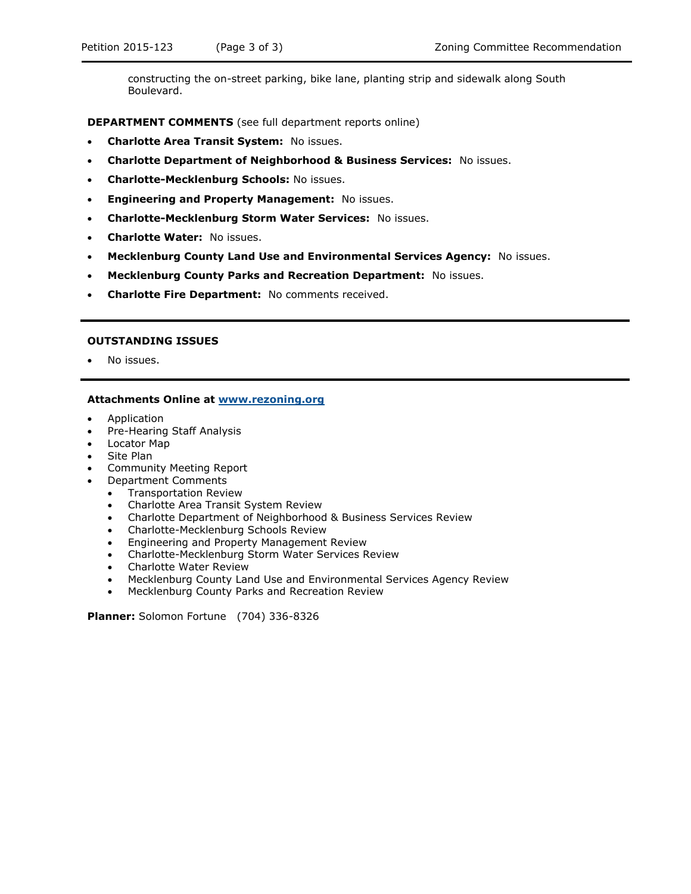constructing the on-street parking, bike lane, planting strip and sidewalk along South Boulevard.

**DEPARTMENT COMMENTS** (see full department reports online)

- **Charlotte Area Transit System:** No issues.
- **Charlotte Department of Neighborhood & Business Services:** No issues.
- **Charlotte-Mecklenburg Schools:** No issues.
- **Engineering and Property Management:** No issues.
- **Charlotte-Mecklenburg Storm Water Services:** No issues.
- **Charlotte Water:** No issues.
- **Mecklenburg County Land Use and Environmental Services Agency:** No issues.
- **Mecklenburg County Parks and Recreation Department:** No issues.
- **Charlotte Fire Department:** No comments received.

**OUTSTANDING ISSUES**

- No issues.

**Attachments Online at [www.rezoning.org](www.rezoning.org)**

- Application
- Pre-Hearing Staff Analysis
- Locator Map
- Site Plan
- Community Meeting Report
- Department Comments
    - Transportation Review
    - Charlotte Area Transit System Review
    - Charlotte Department of Neighborhood & Business Services Review
    - Charlotte-Mecklenburg Schools Review
    - Engineering and Property Management Review
    - Charlotte-Mecklenburg Storm Water Services Review
    - Charlotte Water Review
    - Mecklenburg County Land Use and Environmental Services Agency Review
    - Mecklenburg County Parks and Recreation Review

**Planner:** Solomon Fortune (704) 336-8326